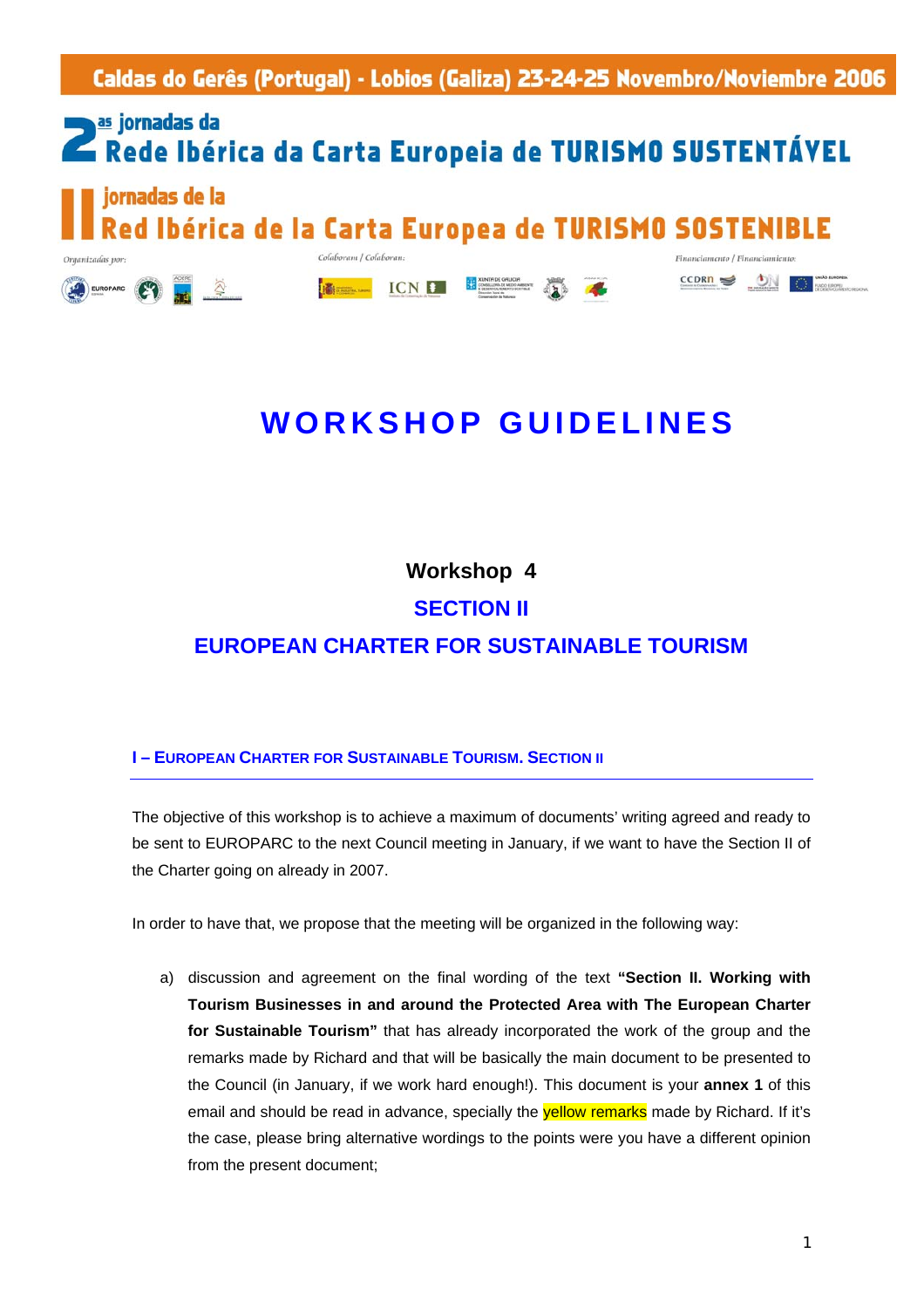Caldas do Gerês (Portugal) - Lobios (Galiza) 23-24-25 Novembro/Noviembre 2006

2as jornadas da
Rede Ibérica da Carta Europeia de TURISMO SUSTENTÁVEL

II jornadas de la
Red Ibérica de la Carta Europea de TURISMO SOSTENIBLE

Organizadas por: | Colaboram / Colaboran: | Financiamento / Financiamiento:

# WORKSHOP GUIDELINES

**Workshop 4**

**SECTION II**

**EUROPEAN CHARTER FOR SUSTAINABLE TOURISM**

## I – EUROPEAN CHARTER FOR SUSTAINABLE TOURISM. SECTION II

The objective of this workshop is to achieve a maximum of documents' writing agreed and ready to be sent to EUROPARC to the next Council meeting in January, if we want to have the Section II of the Charter going on already in 2007.

In order to have that, we propose that the meeting will be organized in the following way:

a) discussion and agreement on the final wording of the text **"Section II. Working with Tourism Businesses in and around the Protected Area with The European Charter for Sustainable Tourism"** that has already incorporated the work of the group and the remarks made by Richard and that will be basically the main document to be presented to the Council (in January, if we work hard enough!). This document is your **annex 1** of this email and should be read in advance, specially the yellow remarks made by Richard. If it's the case, please bring alternative wordings to the points were you have a different opinion from the present document;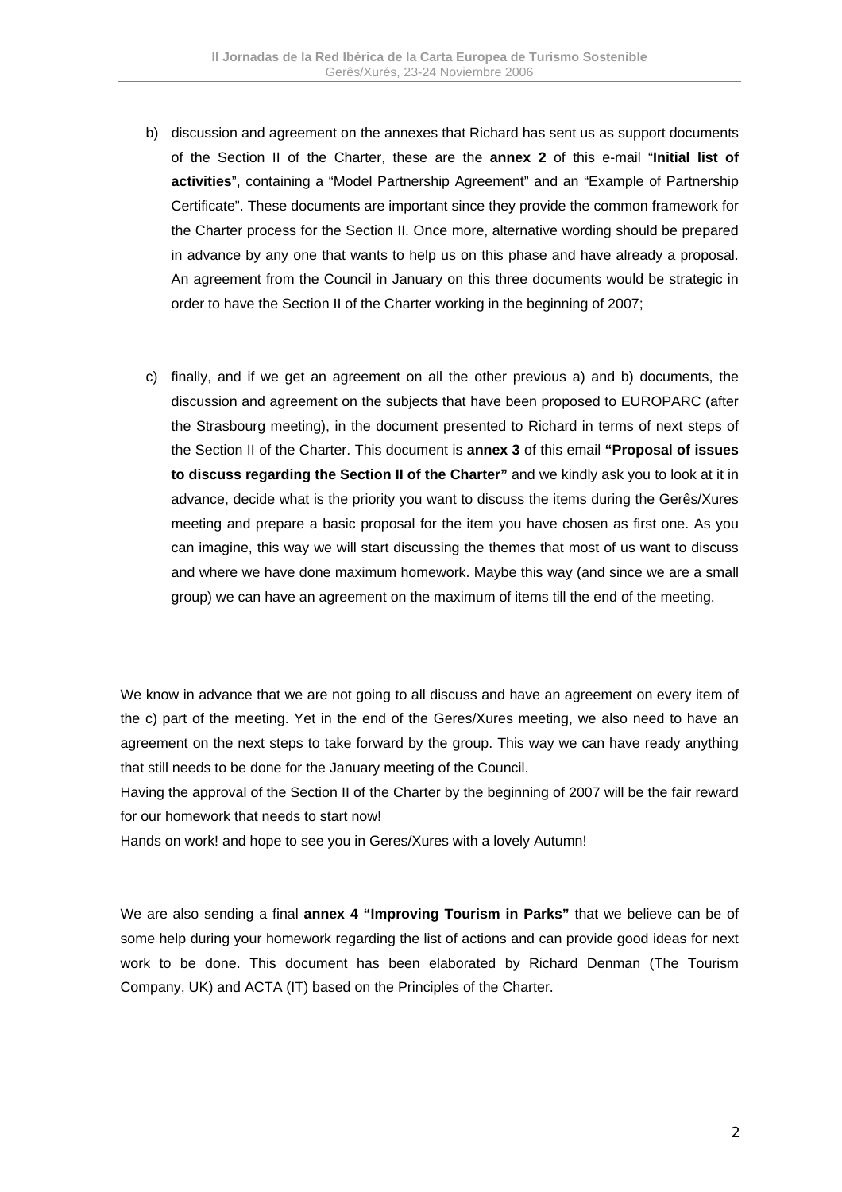b) discussion and agreement on the annexes that Richard has sent us as support documents of the Section II of the Charter, these are the **annex 2** of this e-mail "**Initial list of activities**", containing a "Model Partnership Agreement" and an "Example of Partnership Certificate". These documents are important since they provide the common framework for the Charter process for the Section II. Once more, alternative wording should be prepared in advance by any one that wants to help us on this phase and have already a proposal. An agreement from the Council in January on this three documents would be strategic in order to have the Section II of the Charter working in the beginning of 2007;

c) finally, and if we get an agreement on all the other previous a) and b) documents, the discussion and agreement on the subjects that have been proposed to EUROPARC (after the Strasbourg meeting), in the document presented to Richard in terms of next steps of the Section II of the Charter. This document is **annex 3** of this email **"Proposal of issues to discuss regarding the Section II of the Charter"** and we kindly ask you to look at it in advance, decide what is the priority you want to discuss the items during the Gerês/Xures meeting and prepare a basic proposal for the item you have chosen as first one. As you can imagine, this way we will start discussing the themes that most of us want to discuss and where we have done maximum homework. Maybe this way (and since we are a small group) we can have an agreement on the maximum of items till the end of the meeting.

We know in advance that we are not going to all discuss and have an agreement on every item of the c) part of the meeting. Yet in the end of the Geres/Xures meeting, we also need to have an agreement on the next steps to take forward by the group. This way we can have ready anything that still needs to be done for the January meeting of the Council.

Having the approval of the Section II of the Charter by the beginning of 2007 will be the fair reward for our homework that needs to start now!

Hands on work! and hope to see you in Geres/Xures with a lovely Autumn!

We are also sending a final **annex 4 "Improving Tourism in Parks"** that we believe can be of some help during your homework regarding the list of actions and can provide good ideas for next work to be done. This document has been elaborated by Richard Denman (The Tourism Company, UK) and ACTA (IT) based on the Principles of the Charter.